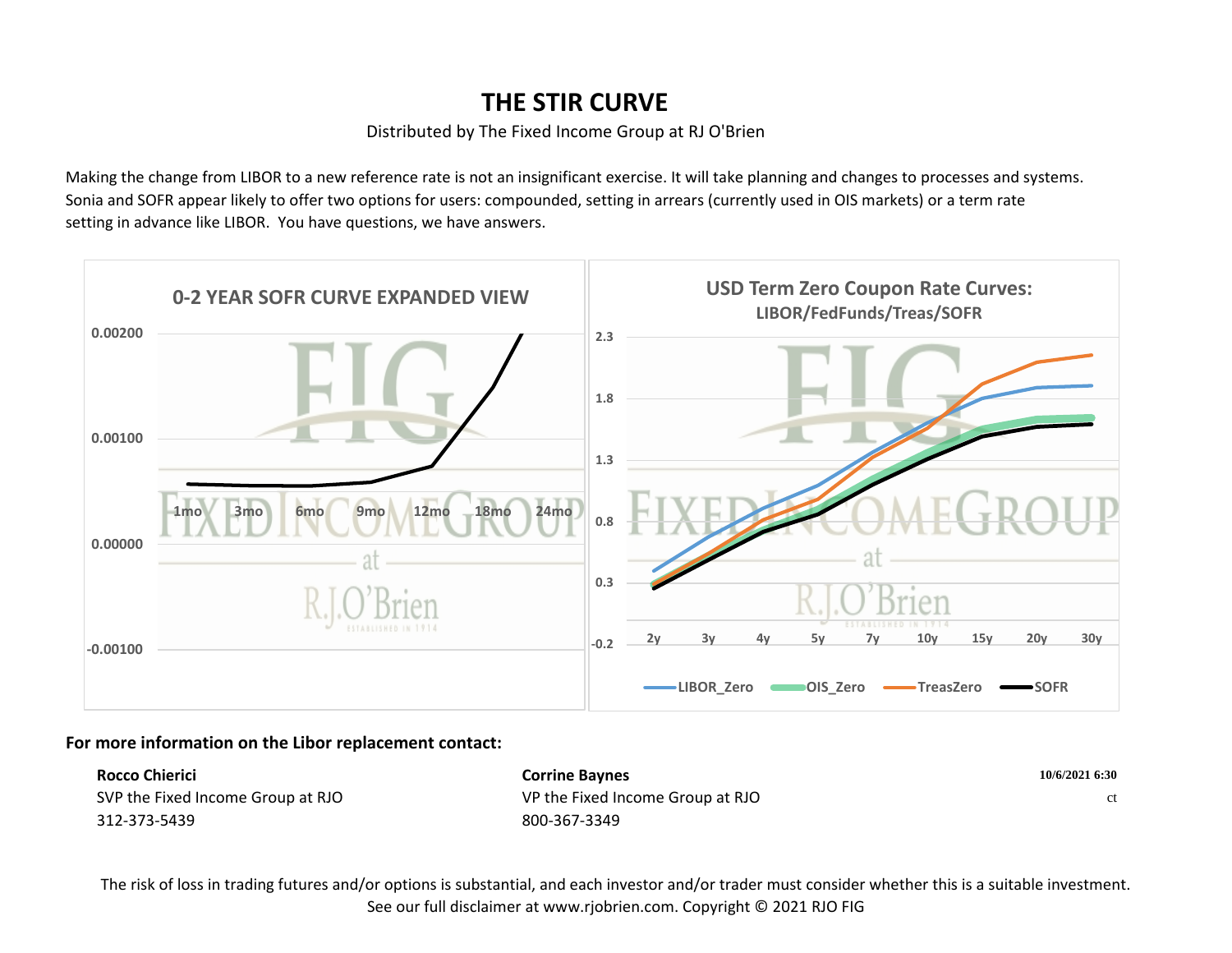# THE STIR CURVE

Distributed by The Fixed Income Group at RJ O'Brien

Making the change from LIBOR to a new reference rate is not an insignificant exercise. It will take planning and changes to processes and systems. Sonia and SOFR appear likely to offer two options for users: compounded, setting in arrears (currently used in OIS markets) or a term rate setting in advance like LIBOR. You have questions, we have answers.

**0-2 YEAR SOFR CURVE EXPANDED VIEW**

**USD Term Zero Coupon Rate Curves: LIBOR/FedFunds/Treas/SOFR**

**For more information on the Libor replacement contact:**

**Rocco Chierici**
SVP the Fixed Income Group at RJO
312-373-5439

**Corrine Baynes**
VP the Fixed Income Group at RJO
800-367-3349

**10/6/2021 6:30**
ct

The risk of loss in trading futures and/or options is substantial, and each investor and/or trader must consider whether this is a suitable investment. See our full disclaimer at www.rjobrien.com. Copyright © 2021 RJO FIG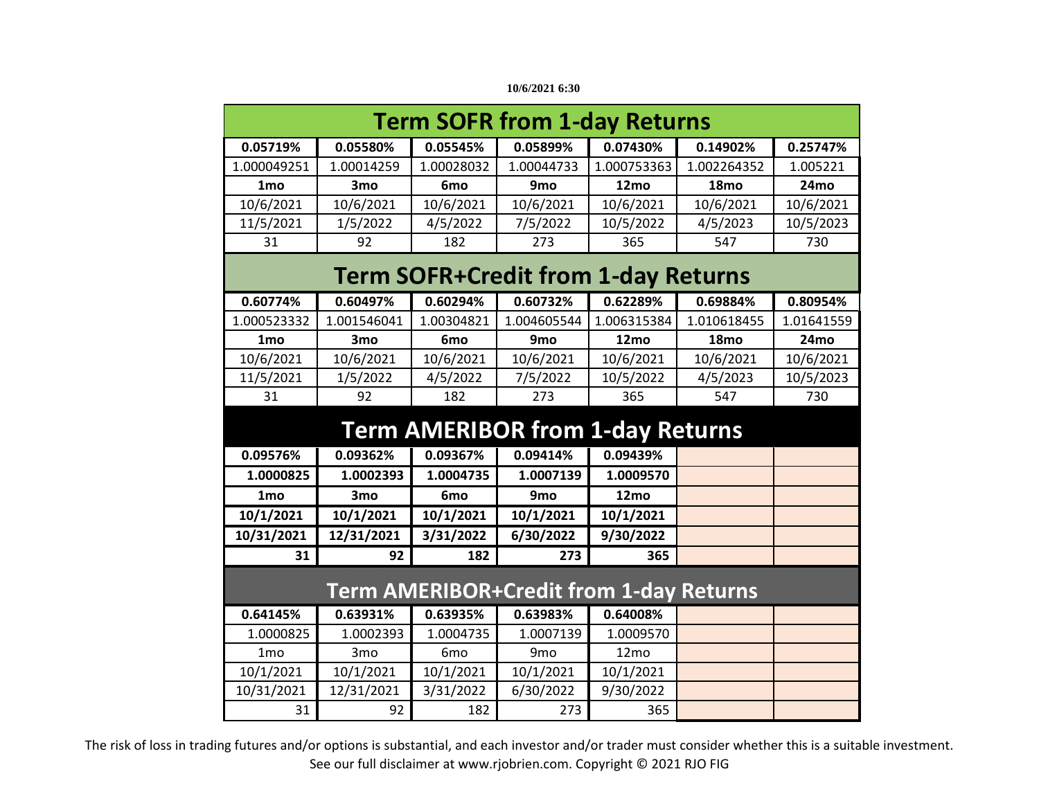10/6/2021 6:30

## Term SOFR from 1-day Returns

| 0.05719% | 0.05580% | 0.05545% | 0.05899% | 0.07430% | 0.14902% | 0.25747% |
|---|---|---|---|---|---|---|
| 1.000049251 | 1.00014259 | 1.00028032 | 1.00044733 | 1.000753363 | 1.002264352 | 1.005221 |
| **1mo** | **3mo** | **6mo** | **9mo** | **12mo** | **18mo** | **24mo** |
| 10/6/2021 | 10/6/2021 | 10/6/2021 | 10/6/2021 | 10/6/2021 | 10/6/2021 | 10/6/2021 |
| 11/5/2021 | 1/5/2022 | 4/5/2022 | 7/5/2022 | 10/5/2022 | 4/5/2023 | 10/5/2023 |
| 31 | 92 | 182 | 273 | 365 | 547 | 730 |

## Term SOFR+Credit from 1-day Returns

| 0.60774% | 0.60497% | 0.60294% | 0.60732% | 0.62289% | 0.69884% | 0.80954% |
|---|---|---|---|---|---|---|
| 1.000523332 | 1.001546041 | 1.00304821 | 1.004605544 | 1.006315384 | 1.010618455 | 1.01641559 |
| **1mo** | **3mo** | **6mo** | **9mo** | **12mo** | **18mo** | **24mo** |
| 10/6/2021 | 10/6/2021 | 10/6/2021 | 10/6/2021 | 10/6/2021 | 10/6/2021 | 10/6/2021 |
| 11/5/2021 | 1/5/2022 | 4/5/2022 | 7/5/2022 | 10/5/2022 | 4/5/2023 | 10/5/2023 |
| 31 | 92 | 182 | 273 | 365 | 547 | 730 |

## Term AMERIBOR from 1-day Returns

| 0.09576% | 0.09362% | 0.09367% | 0.09414% | 0.09439% | | |
|---|---|---|---|---|---|---|
| **1.0000825** | **1.0002393** | **1.0004735** | **1.0007139** | **1.0009570** | | |
| **1mo** | **3mo** | **6mo** | **9mo** | **12mo** | | |
| **10/1/2021** | **10/1/2021** | **10/1/2021** | **10/1/2021** | **10/1/2021** | | |
| **10/31/2021** | **12/31/2021** | **3/31/2022** | **6/30/2022** | **9/30/2022** | | |
| **31** | **92** | **182** | **273** | **365** | | |

## Term AMERIBOR+Credit from 1-day Returns

| 0.64145% | 0.63931% | 0.63935% | 0.63983% | 0.64008% | | |
|---|---|---|---|---|---|---|
| 1.0000825 | 1.0002393 | 1.0004735 | 1.0007139 | 1.0009570 | | |
| 1mo | 3mo | 6mo | 9mo | 12mo | | |
| 10/1/2021 | 10/1/2021 | 10/1/2021 | 10/1/2021 | 10/1/2021 | | |
| 10/31/2021 | 12/31/2021 | 3/31/2022 | 6/30/2022 | 9/30/2022 | | |
| 31 | 92 | 182 | 273 | 365 | | |

The risk of loss in trading futures and/or options is substantial, and each investor and/or trader must consider whether this is a suitable investment. See our full disclaimer at www.rjobrien.com. Copyright © 2021 RJO FIG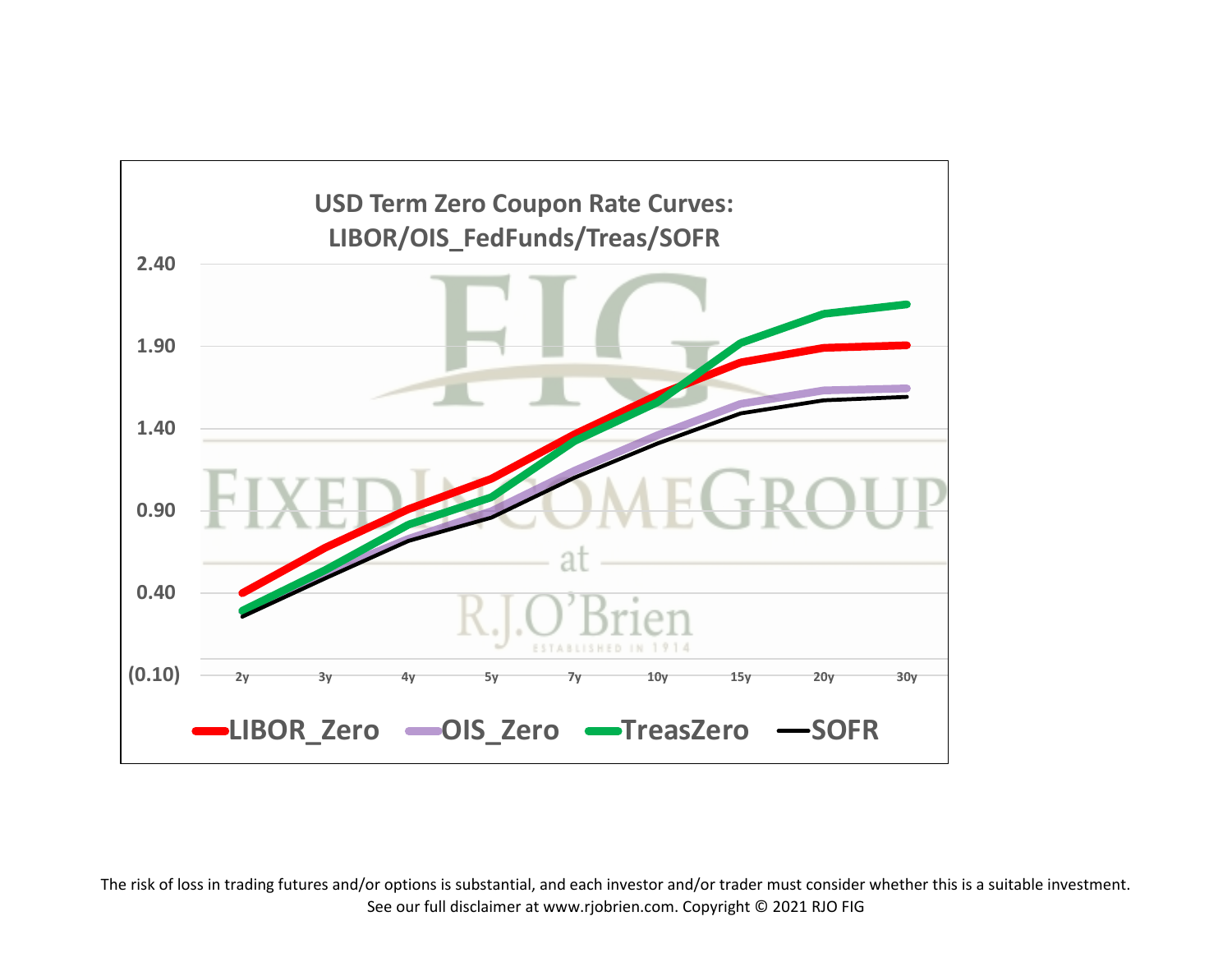USD Term Zero Coupon Rate Curves:
LIBOR/OIS_FedFunds/Treas/SOFR

2.40
1.90
1.40
0.90
0.40
(0.10)

2y 3y 4y 5y 7y 10y 15y 20y 30y

LIBOR_Zero OIS_Zero TreasZero SOFR

FIXED INCOME GROUP at R.J.O'Brien ESTABLISHED IN 1914

The risk of loss in trading futures and/or options is substantial, and each investor and/or trader must consider whether this is a suitable investment. See our full disclaimer at www.rjobrien.com. Copyright © 2021 RJO FIG